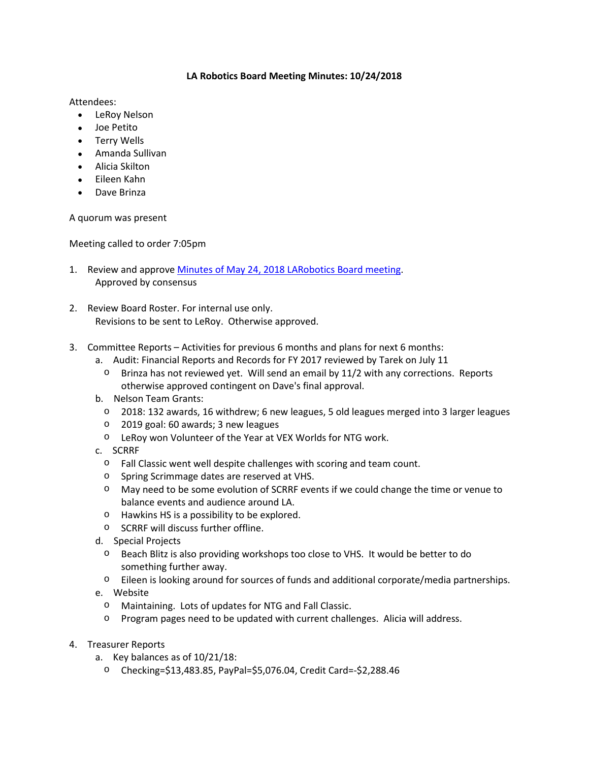**LA Robotics Board Meeting Minutes: 10/24/2018**

Attendees:

- LeRoy Nelson
- Joe Petito
- Terry Wells
- Amanda Sullivan
- Alicia Skilton
- Eileen Kahn
- Dave Brinza

A quorum was present

Meeting called to order 7:05pm

1. Review and approve [Minutes of May 24, 2018 LARobotics Board meeting](). 
   Approved by consensus

2. Review Board Roster. For internal use only. 
   Revisions to be sent to LeRoy. Otherwise approved.

3. Committee Reports – Activities for previous 6 months and plans for next 6 months:
   a. Audit: Financial Reports and Records for FY 2017 reviewed by Tarek on July 11
      - Brinza has not reviewed yet. Will send an email by 11/2 with any corrections. Reports otherwise approved contingent on Dave's final approval.
   b. Nelson Team Grants:
      - 2018: 132 awards, 16 withdrew; 6 new leagues, 5 old leagues merged into 3 larger leagues
      - 2019 goal: 60 awards; 3 new leagues
      - LeRoy won Volunteer of the Year at VEX Worlds for NTG work.
   c. SCRRF
      - Fall Classic went well despite challenges with scoring and team count.
      - Spring Scrimmage dates are reserved at VHS.
      - May need to be some evolution of SCRRF events if we could change the time or venue to balance events and audience around LA.
      - Hawkins HS is a possibility to be explored.
      - SCRRF will discuss further offline.
   d. Special Projects
      - Beach Blitz is also providing workshops too close to VHS. It would be better to do something further away.
      - Eileen is looking around for sources of funds and additional corporate/media partnerships.
   e. Website
      - Maintaining. Lots of updates for NTG and Fall Classic.
      - Program pages need to be updated with current challenges. Alicia will address.

4. Treasurer Reports
   a. Key balances as of 10/21/18:
      - Checking=$13,483.85, PayPal=$5,076.04, Credit Card=-$2,288.46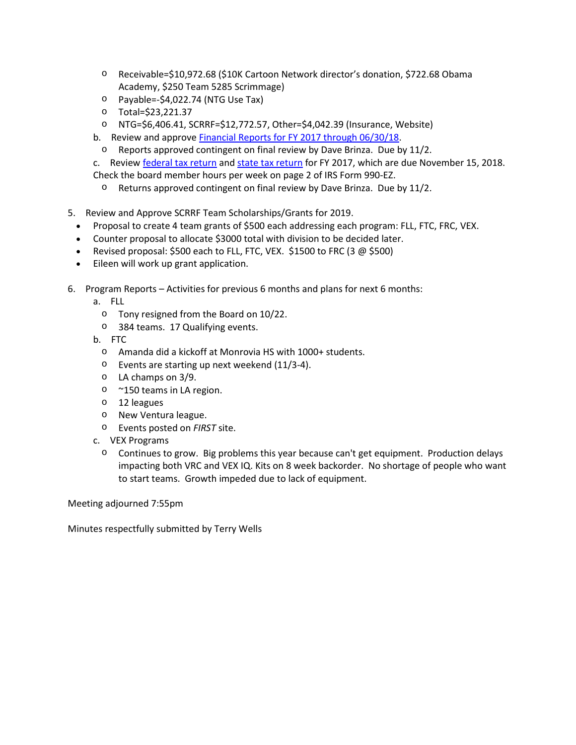- Receivable=$10,972.68 ($10K Cartoon Network director's donation, $722.68 Obama Academy, $250 Team 5285 Scrimmage)
- Payable=-$4,022.74 (NTG Use Tax)
- Total=$23,221.37
- NTG=$6,406.41, SCRRF=$12,772.57, Other=$4,042.39 (Insurance, Website)

b. Review and approve Financial Reports for FY 2017 through 06/30/18.
   - Reports approved contingent on final review by Dave Brinza. Due by 11/2.

c. Review federal tax return and state tax return for FY 2017, which are due November 15, 2018. Check the board member hours per week on page 2 of IRS Form 990-EZ.
   - Returns approved contingent on final review by Dave Brinza. Due by 11/2.

5. Review and Approve SCRRF Team Scholarships/Grants for 2019.
   - Proposal to create 4 team grants of $500 each addressing each program: FLL, FTC, FRC, VEX.
   - Counter proposal to allocate $3000 total with division to be decided later.
   - Revised proposal: $500 each to FLL, FTC, VEX. $1500 to FRC (3 @ $500)
   - Eileen will work up grant application.

6. Program Reports – Activities for previous 6 months and plans for next 6 months:

   a. FLL
      - Tony resigned from the Board on 10/22.
      - 384 teams. 17 Qualifying events.

   b. FTC
      - Amanda did a kickoff at Monrovia HS with 1000+ students.
      - Events are starting up next weekend (11/3-4).
      - LA champs on 3/9.
      - ~150 teams in LA region.
      - 12 leagues
      - New Ventura league.
      - Events posted on *FIRST* site.

   c. VEX Programs
      - Continues to grow. Big problems this year because can't get equipment. Production delays impacting both VRC and VEX IQ. Kits on 8 week backorder. No shortage of people who want to start teams. Growth impeded due to lack of equipment.

Meeting adjourned 7:55pm

Minutes respectfully submitted by Terry Wells